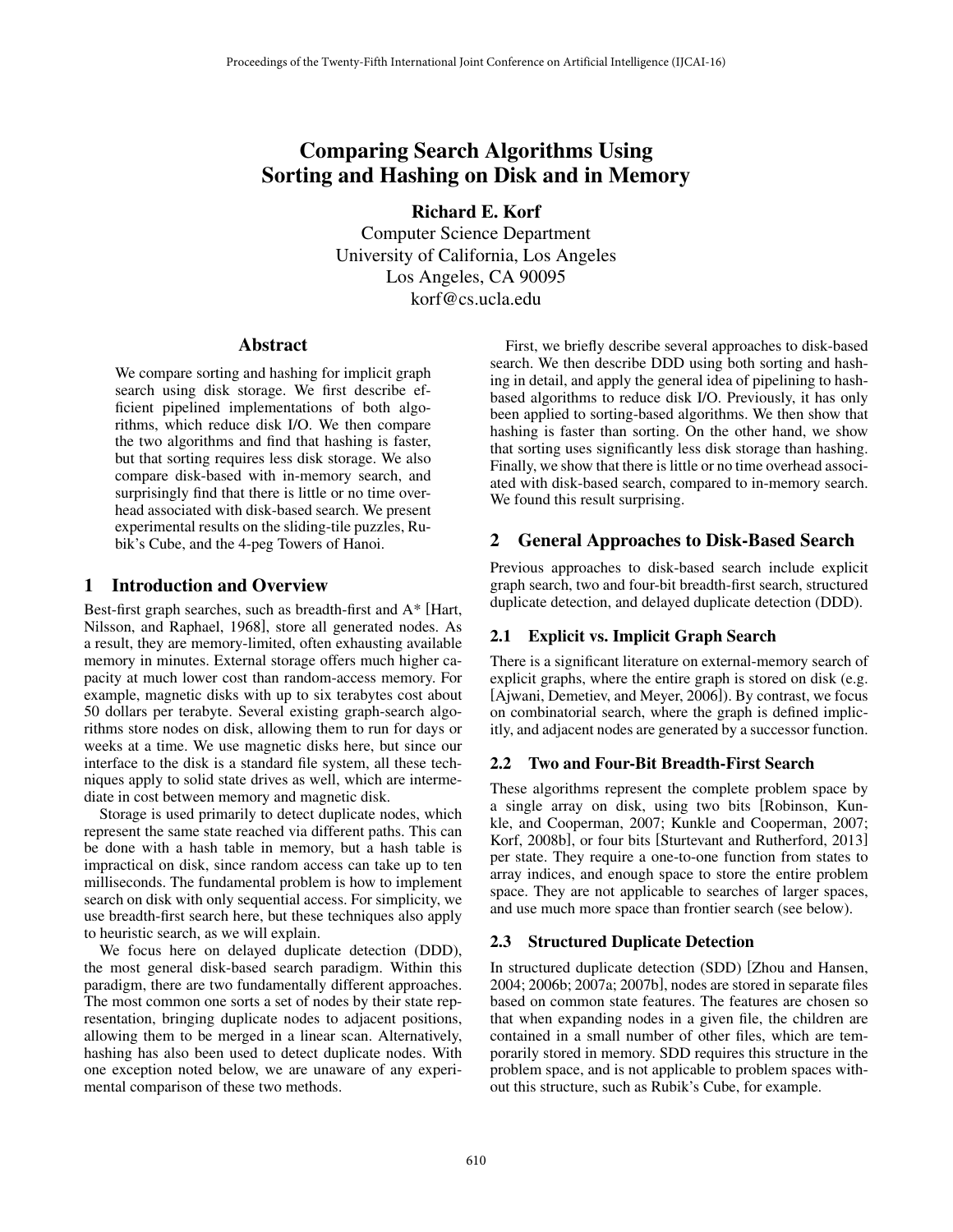# Comparing Search Algorithms Using Sorting and Hashing on Disk and in Memory

**Richard E. Korf**
Computer Science Department
University of California, Los Angeles
Los Angeles, CA 90095
korf@cs.ucla.edu

## Abstract

We compare sorting and hashing for implicit graph search using disk storage. We first describe efficient pipelined implementations of both algorithms, which reduce disk I/O. We then compare the two algorithms and find that hashing is faster, but that sorting requires less disk storage. We also compare disk-based with in-memory search, and surprisingly find that there is little or no time overhead associated with disk-based search. We present experimental results on the sliding-tile puzzles, Rubik's Cube, and the 4-peg Towers of Hanoi.

## 1 Introduction and Overview

Best-first graph searches, such as breadth-first and A* [Hart, Nilsson, and Raphael, 1968], store all generated nodes. As a result, they are memory-limited, often exhausting available memory in minutes. External storage offers much higher capacity at much lower cost than random-access memory. For example, magnetic disks with up to six terabytes cost about 50 dollars per terabyte. Several existing graph-search algorithms store nodes on disk, allowing them to run for days or weeks at a time. We use magnetic disks here, but since our interface to the disk is a standard file system, all these techniques apply to solid state drives as well, which are intermediate in cost between memory and magnetic disk.

Storage is used primarily to detect duplicate nodes, which represent the same state reached via different paths. This can be done with a hash table in memory, but a hash table is impractical on disk, since random access can take up to ten milliseconds. The fundamental problem is how to implement search on disk with only sequential access. For simplicity, we use breadth-first search here, but these techniques also apply to heuristic search, as we will explain.

We focus here on delayed duplicate detection (DDD), the most general disk-based search paradigm. Within this paradigm, there are two fundamentally different approaches. The most common one sorts a set of nodes by their state representation, bringing duplicate nodes to adjacent positions, allowing them to be merged in a linear scan. Alternatively, hashing has also been used to detect duplicate nodes. With one exception noted below, we are unaware of any experimental comparison of these two methods.

First, we briefly describe several approaches to disk-based search. We then describe DDD using both sorting and hashing in detail, and apply the general idea of pipelining to hash-based algorithms to reduce disk I/O. Previously, it has only been applied to sorting-based algorithms. We then show that hashing is faster than sorting. On the other hand, we show that sorting uses significantly less disk storage than hashing. Finally, we show that there is little or no time overhead associated with disk-based search, compared to in-memory search. We found this result surprising.

## 2 General Approaches to Disk-Based Search

Previous approaches to disk-based search include explicit graph search, two and four-bit breadth-first search, structured duplicate detection, and delayed duplicate detection (DDD).

### 2.1 Explicit vs. Implicit Graph Search

There is a significant literature on external-memory search of explicit graphs, where the entire graph is stored on disk (e.g. [Ajwani, Demetiev, and Meyer, 2006]). By contrast, we focus on combinatorial search, where the graph is defined implicitly, and adjacent nodes are generated by a successor function.

### 2.2 Two and Four-Bit Breadth-First Search

These algorithms represent the complete problem space by a single array on disk, using two bits [Robinson, Kunkle, and Cooperman, 2007; Kunkle and Cooperman, 2007; Korf, 2008b], or four bits [Sturtevant and Rutherford, 2013] per state. They require a one-to-one function from states to array indices, and enough space to store the entire problem space. They are not applicable to searches of larger spaces, and use much more space than frontier search (see below).

### 2.3 Structured Duplicate Detection

In structured duplicate detection (SDD) [Zhou and Hansen, 2004; 2006b; 2007a; 2007b], nodes are stored in separate files based on common state features. The features are chosen so that when expanding nodes in a given file, the children are contained in a small number of other files, which are temporarily stored in memory. SDD requires this structure in the problem space, and is not applicable to problem spaces without this structure, such as Rubik's Cube, for example.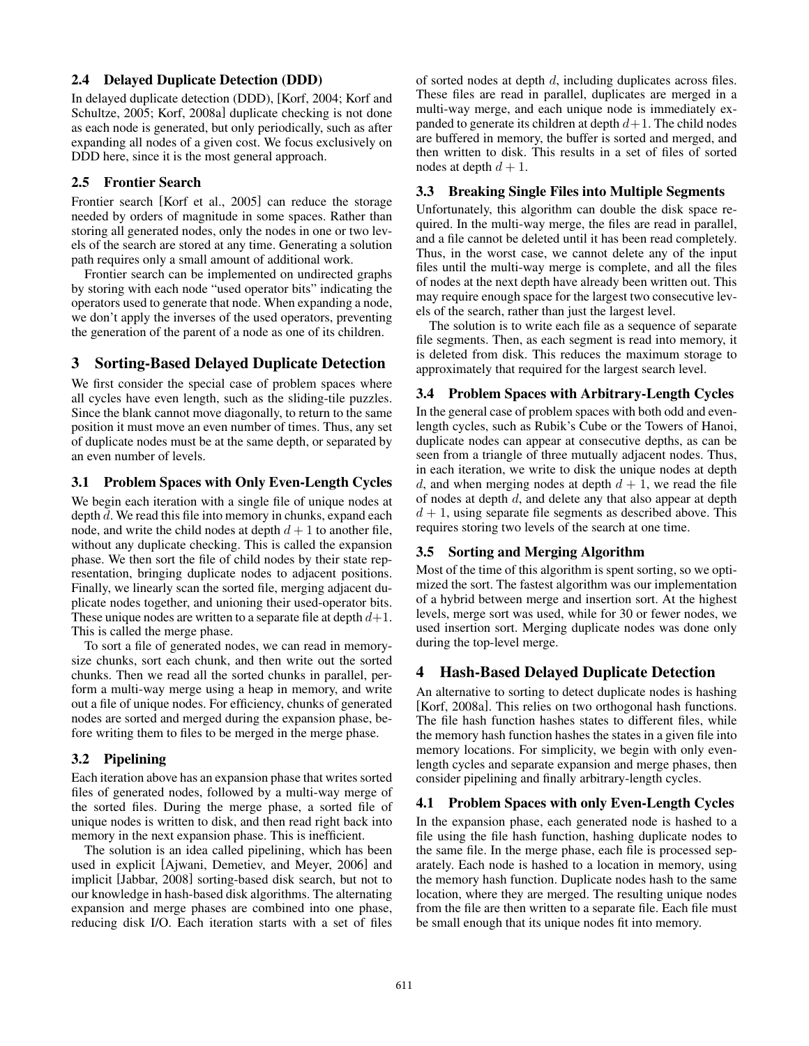### 2.4 Delayed Duplicate Detection (DDD)

In delayed duplicate detection (DDD), [Korf, 2004; Korf and Schultze, 2005; Korf, 2008a] duplicate checking is not done as each node is generated, but only periodically, such as after expanding all nodes of a given cost. We focus exclusively on DDD here, since it is the most general approach.

### 2.5 Frontier Search

Frontier search [Korf et al., 2005] can reduce the storage needed by orders of magnitude in some spaces. Rather than storing all generated nodes, only the nodes in one or two levels of the search are stored at any time. Generating a solution path requires only a small amount of additional work.

Frontier search can be implemented on undirected graphs by storing with each node "used operator bits" indicating the operators used to generate that node. When expanding a node, we don't apply the inverses of the used operators, preventing the generation of the parent of a node as one of its children.

## 3 Sorting-Based Delayed Duplicate Detection

We first consider the special case of problem spaces where all cycles have even length, such as the sliding-tile puzzles. Since the blank cannot move diagonally, to return to the same position it must move an even number of times. Thus, any set of duplicate nodes must be at the same depth, or separated by an even number of levels.

### 3.1 Problem Spaces with Only Even-Length Cycles

We begin each iteration with a single file of unique nodes at depth $d$. We read this file into memory in chunks, expand each node, and write the child nodes at depth $d+1$ to another file, without any duplicate checking. This is called the expansion phase. We then sort the file of child nodes by their state representation, bringing duplicate nodes to adjacent positions. Finally, we linearly scan the sorted file, merging adjacent duplicate nodes together, and unioning their used-operator bits. These unique nodes are written to a separate file at depth $d+1$. This is called the merge phase.

To sort a file of generated nodes, we can read in memory-size chunks, sort each chunk, and then write out the sorted chunks. Then we read all the sorted chunks in parallel, perform a multi-way merge using a heap in memory, and write out a file of unique nodes. For efficiency, chunks of generated nodes are sorted and merged during the expansion phase, before writing them to files to be merged in the merge phase.

### 3.2 Pipelining

Each iteration above has an expansion phase that writes sorted files of generated nodes, followed by a multi-way merge of the sorted files. During the merge phase, a sorted file of unique nodes is written to disk, and then read right back into memory in the next expansion phase. This is inefficient.

The solution is an idea called pipelining, which has been used in explicit [Ajwani, Demetiev, and Meyer, 2006] and implicit [Jabbar, 2008] sorting-based disk search, but not to our knowledge in hash-based disk algorithms. The alternating expansion and merge phases are combined into one phase, reducing disk I/O. Each iteration starts with a set of files of sorted nodes at depth $d$, including duplicates across files. These files are read in parallel, duplicates are merged in a multi-way merge, and each unique node is immediately expanded to generate its children at depth $d+1$. The child nodes are buffered in memory, the buffer is sorted and merged, and then written to disk. This results in a set of files of sorted nodes at depth $d+1$.

### 3.3 Breaking Single Files into Multiple Segments

Unfortunately, this algorithm can double the disk space required. In the multi-way merge, the files are read in parallel, and a file cannot be deleted until it has been read completely. Thus, in the worst case, we cannot delete any of the input files until the multi-way merge is complete, and all the files of nodes at the next depth have already been written out. This may require enough space for the largest two consecutive levels of the search, rather than just the largest level.

The solution is to write each file as a sequence of separate file segments. Then, as each segment is read into memory, it is deleted from disk. This reduces the maximum storage to approximately that required for the largest search level.

### 3.4 Problem Spaces with Arbitrary-Length Cycles

In the general case of problem spaces with both odd and even-length cycles, such as Rubik's Cube or the Towers of Hanoi, duplicate nodes can appear at consecutive depths, as can be seen from a triangle of three mutually adjacent nodes. Thus, in each iteration, we write to disk the unique nodes at depth $d$, and when merging nodes at depth $d+1$, we read the file of nodes at depth $d$, and delete any that also appear at depth $d+1$, using separate file segments as described above. This requires storing two levels of the search at one time.

### 3.5 Sorting and Merging Algorithm

Most of the time of this algorithm is spent sorting, so we optimized the sort. The fastest algorithm was our implementation of a hybrid between merge and insertion sort. At the highest levels, merge sort was used, while for 30 or fewer nodes, we used insertion sort. Merging duplicate nodes was done only during the top-level merge.

## 4 Hash-Based Delayed Duplicate Detection

An alternative to sorting to detect duplicate nodes is hashing [Korf, 2008a]. This relies on two orthogonal hash functions. The file hash function hashes states to different files, while the memory hash function hashes the states in a given file into memory locations. For simplicity, we begin with only even-length cycles and separate expansion and merge phases, then consider pipelining and finally arbitrary-length cycles.

### 4.1 Problem Spaces with only Even-Length Cycles

In the expansion phase, each generated node is hashed to a file using the file hash function, hashing duplicate nodes to the same file. In the merge phase, each file is processed separately. Each node is hashed to a location in memory, using the memory hash function. Duplicate nodes hash to the same location, where they are merged. The resulting unique nodes from the file are then written to a separate file. Each file must be small enough that its unique nodes fit into memory.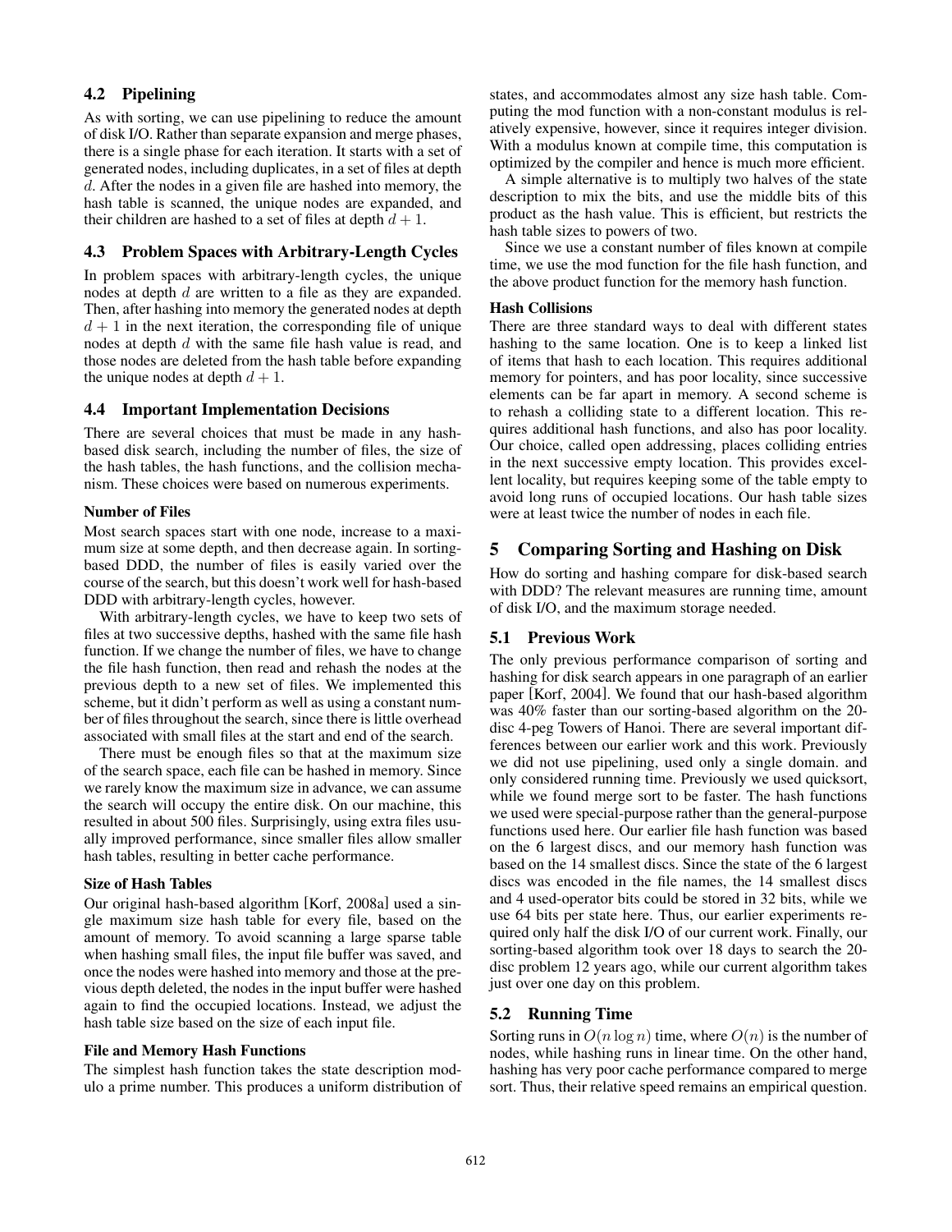### 4.2 Pipelining

As with sorting, we can use pipelining to reduce the amount of disk I/O. Rather than separate expansion and merge phases, there is a single phase for each iteration. It starts with a set of generated nodes, including duplicates, in a set of files at depth $d$. After the nodes in a given file are hashed into memory, the hash table is scanned, the unique nodes are expanded, and their children are hashed to a set of files at depth $d + 1$.

### 4.3 Problem Spaces with Arbitrary-Length Cycles

In problem spaces with arbitrary-length cycles, the unique nodes at depth $d$ are written to a file as they are expanded. Then, after hashing into memory the generated nodes at depth $d + 1$ in the next iteration, the corresponding file of unique nodes at depth $d$ with the same file hash value is read, and those nodes are deleted from the hash table before expanding the unique nodes at depth $d + 1$.

### 4.4 Important Implementation Decisions

There are several choices that must be made in any hash-based disk search, including the number of files, the size of the hash tables, the hash functions, and the collision mechanism. These choices were based on numerous experiments.

#### Number of Files

Most search spaces start with one node, increase to a maximum size at some depth, and then decrease again. In sorting-based DDD, the number of files is easily varied over the course of the search, but this doesn't work well for hash-based DDD with arbitrary-length cycles, however.

With arbitrary-length cycles, we have to keep two sets of files at two successive depths, hashed with the same file hash function. If we change the number of files, we have to change the file hash function, then read and rehash the nodes at the previous depth to a new set of files. We implemented this scheme, but it didn't perform as well as using a constant number of files throughout the search, since there is little overhead associated with small files at the start and end of the search.

There must be enough files so that at the maximum size of the search space, each file can be hashed in memory. Since we rarely know the maximum size in advance, we can assume the search will occupy the entire disk. On our machine, this resulted in about 500 files. Surprisingly, using extra files usually improved performance, since smaller files allow smaller hash tables, resulting in better cache performance.

#### Size of Hash Tables

Our original hash-based algorithm [Korf, 2008a] used a single maximum size hash table for every file, based on the amount of memory. To avoid scanning a large sparse table when hashing small files, the input file buffer was saved, and once the nodes were hashed into memory and those at the previous depth deleted, the nodes in the input buffer were hashed again to find the occupied locations. Instead, we adjust the hash table size based on the size of each input file.

#### File and Memory Hash Functions

The simplest hash function takes the state description modulo a prime number. This produces a uniform distribution of states, and accommodates almost any size hash table. Computing the mod function with a non-constant modulus is relatively expensive, however, since it requires integer division. With a modulus known at compile time, this computation is optimized by the compiler and hence is much more efficient.

A simple alternative is to multiply two halves of the state description to mix the bits, and use the middle bits of this product as the hash value. This is efficient, but restricts the hash table sizes to powers of two.

Since we use a constant number of files known at compile time, we use the mod function for the file hash function, and the above product function for the memory hash function.

#### Hash Collisions

There are three standard ways to deal with different states hashing to the same location. One is to keep a linked list of items that hash to each location. This requires additional memory for pointers, and has poor locality, since successive elements can be far apart in memory. A second scheme is to rehash a colliding state to a different location. This requires additional hash functions, and also has poor locality. Our choice, called open addressing, places colliding entries in the next successive empty location. This provides excellent locality, but requires keeping some of the table empty to avoid long runs of occupied locations. Our hash table sizes were at least twice the number of nodes in each file.

## 5 Comparing Sorting and Hashing on Disk

How do sorting and hashing compare for disk-based search with DDD? The relevant measures are running time, amount of disk I/O, and the maximum storage needed.

### 5.1 Previous Work

The only previous performance comparison of sorting and hashing for disk search appears in one paragraph of an earlier paper [Korf, 2004]. We found that our hash-based algorithm was 40% faster than our sorting-based algorithm on the 20-disc 4-peg Towers of Hanoi. There are several important differences between our earlier work and this work. Previously we did not use pipelining, used only a single domain. and only considered running time. Previously we used quicksort, while we found merge sort to be faster. The hash functions we used were special-purpose rather than the general-purpose functions used here. Our earlier file hash function was based on the 6 largest discs, and our memory hash function was based on the 14 smallest discs. Since the state of the 6 largest discs was encoded in the file names, the 14 smallest discs and 4 used-operator bits could be stored in 32 bits, while we use 64 bits per state here. Thus, our earlier experiments required only half the disk I/O of our current work. Finally, our sorting-based algorithm took over 18 days to search the 20-disc problem 12 years ago, while our current algorithm takes just over one day on this problem.

### 5.2 Running Time

Sorting runs in $O(n \log n)$ time, where $O(n)$ is the number of nodes, while hashing runs in linear time. On the other hand, hashing has very poor cache performance compared to merge sort. Thus, their relative speed remains an empirical question.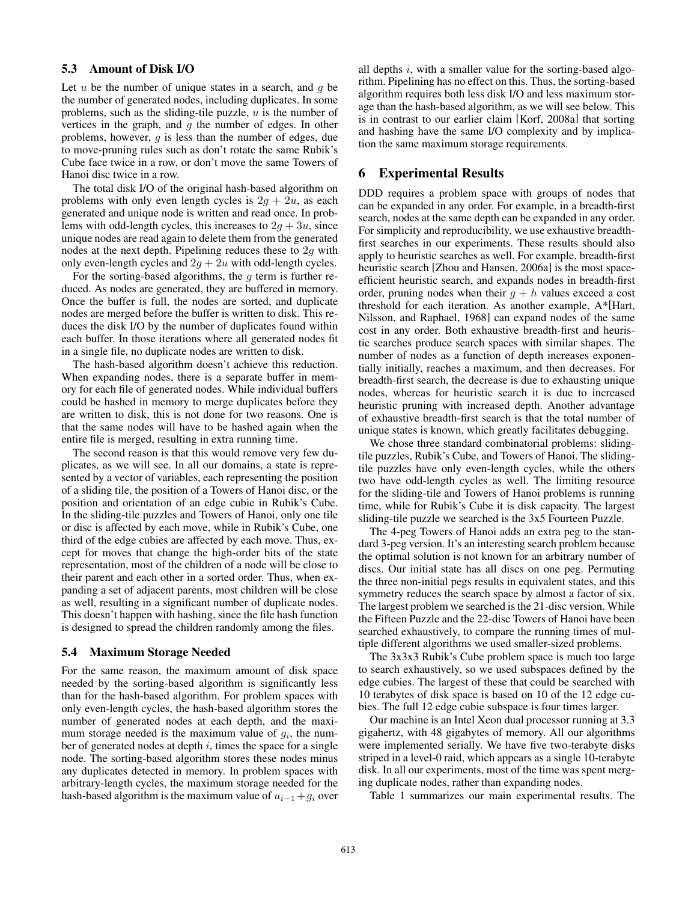### 5.3 Amount of Disk I/O

Let $u$ be the number of unique states in a search, and $g$ be the number of generated nodes, including duplicates. In some problems, such as the sliding-tile puzzle, $u$ is the number of vertices in the graph, and $g$ the number of edges. In other problems, however, $g$ is less than the number of edges, due to move-pruning rules such as don't rotate the same Rubik's Cube face twice in a row, or don't move the same Towers of Hanoi disc twice in a row.

The total disk I/O of the original hash-based algorithm on problems with only even length cycles is $2g + 2u$, as each generated and unique node is written and read once. In problems with odd-length cycles, this increases to $2g + 3u$, since unique nodes are read again to delete them from the generated nodes at the next depth. Pipelining reduces these to $2g$ with only even-length cycles and $2g + 2u$ with odd-length cycles.

For the sorting-based algorithms, the $g$ term is further reduced. As nodes are generated, they are buffered in memory. Once the buffer is full, the nodes are sorted, and duplicate nodes are merged before the buffer is written to disk. This reduces the disk I/O by the number of duplicates found within each buffer. In those iterations where all generated nodes fit in a single file, no duplicate nodes are written to disk.

The hash-based algorithm doesn't achieve this reduction. When expanding nodes, there is a separate buffer in memory for each file of generated nodes. While individual buffers could be hashed in memory to merge duplicates before they are written to disk, this is not done for two reasons. One is that the same nodes will have to be hashed again when the entire file is merged, resulting in extra running time.

The second reason is that this would remove very few duplicates, as we will see. In all our domains, a state is represented by a vector of variables, each representing the position of a sliding tile, the position of a Towers of Hanoi disc, or the position and orientation of an edge cubie in Rubik's Cube. In the sliding-tile puzzles and Towers of Hanoi, only one tile or disc is affected by each move, while in Rubik's Cube, one third of the edge cubies are affected by each move. Thus, except for moves that change the high-order bits of the state representation, most of the children of a node will be close to their parent and each other in a sorted order. Thus, when expanding a set of adjacent parents, most children will be close as well, resulting in a significant number of duplicate nodes. This doesn't happen with hashing, since the file hash function is designed to spread the children randomly among the files.

### 5.4 Maximum Storage Needed

For the same reason, the maximum amount of disk space needed by the sorting-based algorithm is significantly less than for the hash-based algorithm. For problem spaces with only even-length cycles, the hash-based algorithm stores the number of generated nodes at each depth, and the maximum storage needed is the maximum value of $g_i$, the number of generated nodes at depth $i$, times the space for a single node. The sorting-based algorithm stores these nodes minus any duplicates detected in memory. In problem spaces with arbitrary-length cycles, the maximum storage needed for the hash-based algorithm is the maximum value of $u_{i-1} + g_i$ over all depths $i$, with a smaller value for the sorting-based algorithm. Pipelining has no effect on this. Thus, the sorting-based algorithm requires both less disk I/O and less maximum storage than the hash-based algorithm, as we will see below. This is in contrast to our earlier claim [Korf, 2008a] that sorting and hashing have the same I/O complexity and by implication the same maximum storage requirements.

## 6 Experimental Results

DDD requires a problem space with groups of nodes that can be expanded in any order. For example, in a breadth-first search, nodes at the same depth can be expanded in any order. For simplicity and reproducibility, we use exhaustive breadth-first searches in our experiments. These results should also apply to heuristic searches as well. For example, breadth-first heuristic search [Zhou and Hansen, 2006a] is the most space-efficient heuristic search, and expands nodes in breadth-first order, pruning nodes when their $g + h$ values exceed a cost threshold for each iteration. As another example, A*[Hart, Nilsson, and Raphael, 1968] can expand nodes of the same cost in any order. Both exhaustive breadth-first and heuristic searches produce search spaces with similar shapes. The number of nodes as a function of depth increases exponentially initially, reaches a maximum, and then decreases. For breadth-first search, the decrease is due to exhausting unique nodes, whereas for heuristic search it is due to increased heuristic pruning with increased depth. Another advantage of exhaustive breadth-first search is that the total number of unique states is known, which greatly facilitates debugging.

We chose three standard combinatorial problems: sliding-tile puzzles, Rubik's Cube, and Towers of Hanoi. The sliding-tile puzzles have only even-length cycles, while the others two have odd-length cycles as well. The limiting resource for the sliding-tile and Towers of Hanoi problems is running time, while for Rubik's Cube it is disk capacity. The largest sliding-tile puzzle we searched is the 3x5 Fourteen Puzzle.

The 4-peg Towers of Hanoi adds an extra peg to the standard 3-peg version. It's an interesting search problem because the optimal solution is not known for an arbitrary number of discs. Our initial state has all discs on one peg. Permuting the three non-initial pegs results in equivalent states, and this symmetry reduces the search space by almost a factor of six. The largest problem we searched is the 21-disc version. While the Fifteen Puzzle and the 22-disc Towers of Hanoi have been searched exhaustively, to compare the running times of multiple different algorithms we used smaller-sized problems.

The 3x3x3 Rubik's Cube problem space is much too large to search exhaustively, so we used subspaces defined by the edge cubies. The largest of these that could be searched with 10 terabytes of disk space is based on 10 of the 12 edge cubies. The full 12 edge cubie subspace is four times larger.

Our machine is an Intel Xeon dual processor running at 3.3 gigahertz, with 48 gigabytes of memory. All our algorithms were implemented serially. We have five two-terabyte disks striped in a level-0 raid, which appears as a single 10-terabyte disk. In all our experiments, most of the time was spent merging duplicate nodes, rather than expanding nodes.

Table 1 summarizes our main experimental results. The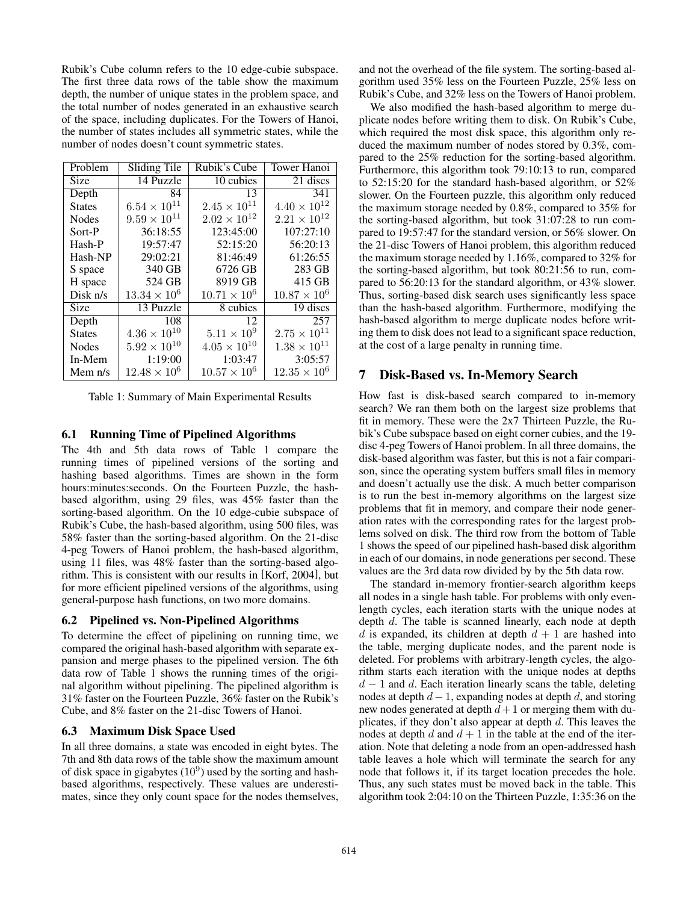Rubik's Cube column refers to the 10 edge-cubie subspace. The first three data rows of the table show the maximum depth, the number of unique states in the problem space, and the total number of nodes generated in an exhaustive search of the space, including duplicates. For the Towers of Hanoi, the number of states includes all symmetric states, while the number of nodes doesn't count symmetric states.

| Problem | Sliding Tile | Rubik's Cube | Tower Hanoi |
|---|---|---|---|
| Size | 14 Puzzle | 10 cubies | 21 discs |
| Depth | 84 | 13 | 341 |
| States | $6.54 \times 10^{11}$ | $2.45 \times 10^{11}$ | $4.40 \times 10^{12}$ |
| Nodes | $9.59 \times 10^{11}$ | $2.02 \times 10^{12}$ | $2.21 \times 10^{12}$ |
| Sort-P | 36:18:55 | 123:45:00 | 107:27:10 |
| Hash-P | 19:57:47 | 52:15:20 | 56:20:13 |
| Hash-NP | 29:02:21 | 81:46:49 | 61:26:55 |
| S space | 340 GB | 6726 GB | 283 GB |
| H space | 524 GB | 8919 GB | 415 GB |
| Disk n/s | $13.34 \times 10^6$ | $10.71 \times 10^6$ | $10.87 \times 10^6$ |
| Size | 13 Puzzle | 8 cubies | 19 discs |
| Depth | 108 | 12 | 257 |
| States | $4.36 \times 10^{10}$ | $5.11 \times 10^9$ | $2.75 \times 10^{11}$ |
| Nodes | $5.92 \times 10^{10}$ | $4.05 \times 10^{10}$ | $1.38 \times 10^{11}$ |
| In-Mem | 1:19:00 | 1:03:47 | 3:05:57 |
| Mem n/s | $12.48 \times 10^6$ | $10.57 \times 10^6$ | $12.35 \times 10^6$ |

Table 1: Summary of Main Experimental Results

### 6.1 Running Time of Pipelined Algorithms

The 4th and 5th data rows of Table 1 compare the running times of pipelined versions of the sorting and hashing based algorithms. Times are shown in the form hours:minutes:seconds. On the Fourteen Puzzle, the hash-based algorithm, using 29 files, was 45% faster than the sorting-based algorithm. On the 10 edge-cubie subspace of Rubik's Cube, the hash-based algorithm, using 500 files, was 58% faster than the sorting-based algorithm. On the 21-disc 4-peg Towers of Hanoi problem, the hash-based algorithm, using 11 files, was 48% faster than the sorting-based algorithm. This is consistent with our results in [Korf, 2004], but for more efficient pipelined versions of the algorithms, using general-purpose hash functions, on two more domains.

### 6.2 Pipelined vs. Non-Pipelined Algorithms

To determine the effect of pipelining on running time, we compared the original hash-based algorithm with separate expansion and merge phases to the pipelined version. The 6th data row of Table 1 shows the running times of the original algorithm without pipelining. The pipelined algorithm is 31% faster on the Fourteen Puzzle, 36% faster on the Rubik's Cube, and 8% faster on the 21-disc Towers of Hanoi.

### 6.3 Maximum Disk Space Used

In all three domains, a state was encoded in eight bytes. The 7th and 8th data rows of the table show the maximum amount of disk space in gigabytes ($10^9$) used by the sorting and hash-based algorithms, respectively. These values are underestimates, since they only count space for the nodes themselves, and not the overhead of the file system. The sorting-based algorithm used 35% less on the Fourteen Puzzle, 25% less on Rubik's Cube, and 32% less on the Towers of Hanoi problem.

We also modified the hash-based algorithm to merge duplicate nodes before writing them to disk. On Rubik's Cube, which required the most disk space, this algorithm only reduced the maximum number of nodes stored by 0.3%, compared to the 25% reduction for the sorting-based algorithm. Furthermore, this algorithm took 79:10:13 to run, compared to 52:15:20 for the standard hash-based algorithm, or 52% slower. On the Fourteen puzzle, this algorithm only reduced the maximum storage needed by 0.8%, compared to 35% for the sorting-based algorithm, but took 31:07:28 to run compared to 19:57:47 for the standard version, or 56% slower. On the 21-disc Towers of Hanoi problem, this algorithm reduced the maximum storage needed by 1.16%, compared to 32% for the sorting-based algorithm, but took 80:21:56 to run, compared to 56:20:13 for the standard algorithm, or 43% slower. Thus, sorting-based disk search uses significantly less space than the hash-based algorithm. Furthermore, modifying the hash-based algorithm to merge duplicate nodes before writing them to disk does not lead to a significant space reduction, at the cost of a large penalty in running time.

## 7 Disk-Based vs. In-Memory Search

How fast is disk-based search compared to in-memory search? We ran them both on the largest size problems that fit in memory. These were the 2x7 Thirteen Puzzle, the Rubik's Cube subspace based on eight corner cubies, and the 19-disc 4-peg Towers of Hanoi problem. In all three domains, the disk-based algorithm was faster, but this is not a fair comparison, since the operating system buffers small files in memory and doesn't actually use the disk. A much better comparison is to run the best in-memory algorithms on the largest size problems that fit in memory, and compare their node generation rates with the corresponding rates for the largest problems solved on disk. The third row from the bottom of Table 1 shows the speed of our pipelined hash-based disk algorithm in each of our domains, in node generations per second. These values are the 3rd data row divided by by the 5th data row.

The standard in-memory frontier-search algorithm keeps all nodes in a single hash table. For problems with only even-length cycles, each iteration starts with the unique nodes at depth $d$. The table is scanned linearly, each node at depth $d$ is expanded, its children at depth $d+1$ are hashed into the table, merging duplicate nodes, and the parent node is deleted. For problems with arbitrary-length cycles, the algorithm starts each iteration with the unique nodes at depths $d-1$ and $d$. Each iteration linearly scans the table, deleting nodes at depth $d-1$, expanding nodes at depth $d$, and storing new nodes generated at depth $d+1$ or merging them with duplicates, if they don't also appear at depth $d$. This leaves the nodes at depth $d$ and $d+1$ in the table at the end of the iteration. Note that deleting a node from an open-addressed hash table leaves a hole which will terminate the search for any node that follows it, if its target location precedes the hole. Thus, any such states must be moved back in the table. This algorithm took 2:04:10 on the Thirteen Puzzle, 1:35:36 on the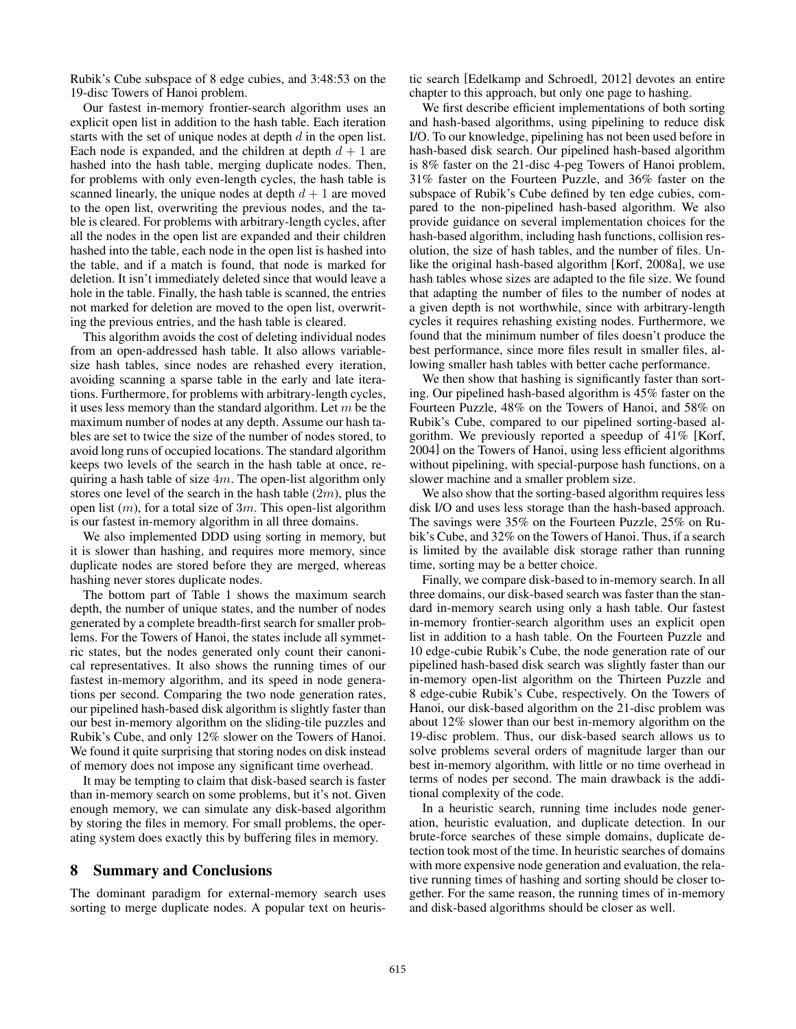Rubik's Cube subspace of 8 edge cubies, and 3:48:53 on the 19-disc Towers of Hanoi problem.

Our fastest in-memory frontier-search algorithm uses an explicit open list in addition to the hash table. Each iteration starts with the set of unique nodes at depth $d$ in the open list. Each node is expanded, and the children at depth $d + 1$ are hashed into the hash table, merging duplicate nodes. Then, for problems with only even-length cycles, the hash table is scanned linearly, the unique nodes at depth $d + 1$ are moved to the open list, overwriting the previous nodes, and the table is cleared. For problems with arbitrary-length cycles, after all the nodes in the open list are expanded and their children hashed into the table, each node in the open list is hashed into the table, and if a match is found, that node is marked for deletion. It isn't immediately deleted since that would leave a hole in the table. Finally, the hash table is scanned, the entries not marked for deletion are moved to the open list, overwriting the previous entries, and the hash table is cleared.

This algorithm avoids the cost of deleting individual nodes from an open-addressed hash table. It also allows variable-size hash tables, since nodes are rehashed every iteration, avoiding scanning a sparse table in the early and late iterations. Furthermore, for problems with arbitrary-length cycles, it uses less memory than the standard algorithm. Let $m$ be the maximum number of nodes at any depth. Assume our hash tables are set to twice the size of the number of nodes stored, to avoid long runs of occupied locations. The standard algorithm keeps two levels of the search in the hash table at once, requiring a hash table of size $4m$. The open-list algorithm only stores one level of the search in the hash table ($2m$), plus the open list ($m$), for a total size of $3m$. This open-list algorithm is our fastest in-memory algorithm in all three domains.

We also implemented DDD using sorting in memory, but it is slower than hashing, and requires more memory, since duplicate nodes are stored before they are merged, whereas hashing never stores duplicate nodes.

The bottom part of Table 1 shows the maximum search depth, the number of unique states, and the number of nodes generated by a complete breadth-first search for smaller problems. For the Towers of Hanoi, the states include all symmetric states, but the nodes generated only count their canonical representatives. It also shows the running times of our fastest in-memory algorithm, and its speed in node generations per second. Comparing the two node generation rates, our pipelined hash-based disk algorithm is slightly faster than our best in-memory algorithm on the sliding-tile puzzles and Rubik's Cube, and only 12% slower on the Towers of Hanoi. We found it quite surprising that storing nodes on disk instead of memory does not impose any significant time overhead.

It may be tempting to claim that disk-based search is faster than in-memory search on some problems, but it's not. Given enough memory, we can simulate any disk-based algorithm by storing the files in memory. For small problems, the operating system does exactly this by buffering files in memory.

## 8 Summary and Conclusions

The dominant paradigm for external-memory search uses sorting to merge duplicate nodes. A popular text on heuristic search [Edelkamp and Schroedl, 2012] devotes an entire chapter to this approach, but only one page to hashing.

We first describe efficient implementations of both sorting and hash-based algorithms, using pipelining to reduce disk I/O. To our knowledge, pipelining has not been used before in hash-based disk search. Our pipelined hash-based algorithm is 8% faster on the 21-disc 4-peg Towers of Hanoi problem, 31% faster on the Fourteen Puzzle, and 36% faster on the subspace of Rubik's Cube defined by ten edge cubies, compared to the non-pipelined hash-based algorithm. We also provide guidance on several implementation choices for the hash-based algorithm, including hash functions, collision resolution, the size of hash tables, and the number of files. Unlike the original hash-based algorithm [Korf, 2008a], we use hash tables whose sizes are adapted to the file size. We found that adapting the number of files to the number of nodes at a given depth is not worthwhile, since with arbitrary-length cycles it requires rehashing existing nodes. Furthermore, we found that the minimum number of files doesn't produce the best performance, since more files result in smaller files, allowing smaller hash tables with better cache performance.

We then show that hashing is significantly faster than sorting. Our pipelined hash-based algorithm is 45% faster on the Fourteen Puzzle, 48% on the Towers of Hanoi, and 58% on Rubik's Cube, compared to our pipelined sorting-based algorithm. We previously reported a speedup of 41% [Korf, 2004] on the Towers of Hanoi, using less efficient algorithms without pipelining, with special-purpose hash functions, on a slower machine and a smaller problem size.

We also show that the sorting-based algorithm requires less disk I/O and uses less storage than the hash-based approach. The savings were 35% on the Fourteen Puzzle, 25% on Rubik's Cube, and 32% on the Towers of Hanoi. Thus, if a search is limited by the available disk storage rather than running time, sorting may be a better choice.

Finally, we compare disk-based to in-memory search. In all three domains, our disk-based search was faster than the standard in-memory search using only a hash table. Our fastest in-memory frontier-search algorithm uses an explicit open list in addition to a hash table. On the Fourteen Puzzle and 10 edge-cubie Rubik's Cube, the node generation rate of our pipelined hash-based disk search was slightly faster than our in-memory open-list algorithm on the Thirteen Puzzle and 8 edge-cubie Rubik's Cube, respectively. On the Towers of Hanoi, our disk-based algorithm on the 21-disc problem was about 12% slower than our best in-memory algorithm on the 19-disc problem. Thus, our disk-based search allows us to solve problems several orders of magnitude larger than our best in-memory algorithm, with little or no time overhead in terms of nodes per second. The main drawback is the additional complexity of the code.

In a heuristic search, running time includes node generation, heuristic evaluation, and duplicate detection. In our brute-force searches of these simple domains, duplicate detection took most of the time. In heuristic searches of domains with more expensive node generation and evaluation, the relative running times of hashing and sorting should be closer together. For the same reason, the running times of in-memory and disk-based algorithms should be closer as well.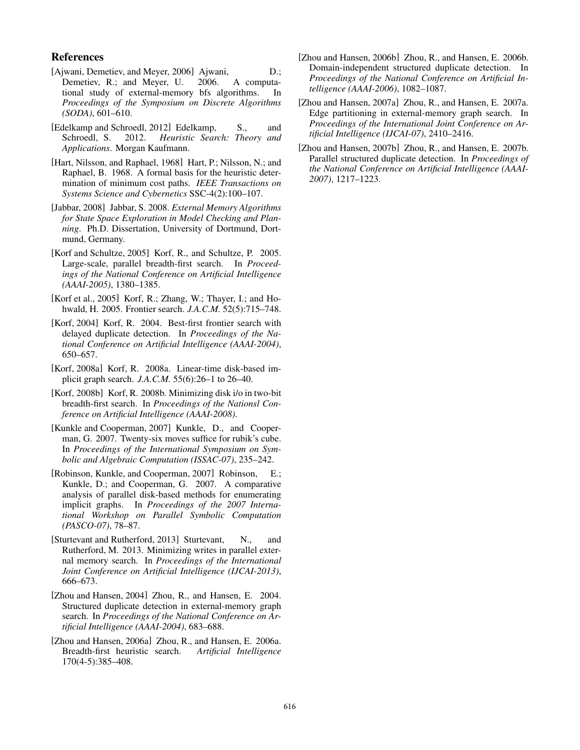## References

[Ajwani, Demetiev, and Meyer, 2006] Ajwani, D.; Demetiev, R.; and Meyer, U. 2006. A computational study of external-memory bfs algorithms. In *Proceedings of the Symposium on Discrete Algorithms (SODA)*, 601–610.

[Edelkamp and Schroedl, 2012] Edelkamp, S., and Schroedl, S. 2012. *Heuristic Search: Theory and Applications*. Morgan Kaufmann.

[Hart, Nilsson, and Raphael, 1968] Hart, P.; Nilsson, N.; and Raphael, B. 1968. A formal basis for the heuristic determination of minimum cost paths. *IEEE Transactions on Systems Science and Cybernetics* SSC-4(2):100–107.

[Jabbar, 2008] Jabbar, S. 2008. *External Memory Algorithms for State Space Exploration in Model Checking and Planning*. Ph.D. Dissertation, University of Dortmund, Dortmund, Germany.

[Korf and Schultze, 2005] Korf, R., and Schultze, P. 2005. Large-scale, parallel breadth-first search. In *Proceedings of the National Conference on Artificial Intelligence (AAAI-2005)*, 1380–1385.

[Korf et al., 2005] Korf, R.; Zhang, W.; Thayer, I.; and Hohwald, H. 2005. Frontier search. *J.A.C.M.* 52(5):715–748.

[Korf, 2004] Korf, R. 2004. Best-first frontier search with delayed duplicate detection. In *Proceedings of the National Conference on Artificial Intelligence (AAAI-2004)*, 650–657.

[Korf, 2008a] Korf, R. 2008a. Linear-time disk-based implicit graph search. *J.A.C.M.* 55(6):26–1 to 26–40.

[Korf, 2008b] Korf, R. 2008b. Minimizing disk i/o in two-bit breadth-first search. In *Proceedings of the Nationsl Conference on Artificial Intelligence (AAAI-2008)*.

[Kunkle and Cooperman, 2007] Kunkle, D., and Cooperman, G. 2007. Twenty-six moves suffice for rubik's cube. In *Proceedings of the International Symposium on Symbolic and Algebraic Computation (ISSAC-07)*, 235–242.

[Robinson, Kunkle, and Cooperman, 2007] Robinson, E.; Kunkle, D.; and Cooperman, G. 2007. A comparative analysis of parallel disk-based methods for enumerating implicit graphs. In *Proceedings of the 2007 International Workshop on Parallel Symbolic Computation (PASCO-07)*, 78–87.

[Sturtevant and Rutherford, 2013] Sturtevant, N., and Rutherford, M. 2013. Minimizing writes in parallel external memory search. In *Proceedings of the International Joint Conference on Artificial Intelligence (IJCAI-2013)*, 666–673.

[Zhou and Hansen, 2004] Zhou, R., and Hansen, E. 2004. Structured duplicate detection in external-memory graph search. In *Proceedings of the National Conference on Artificial Intelligence (AAAI-2004)*, 683–688.

[Zhou and Hansen, 2006a] Zhou, R., and Hansen, E. 2006a. Breadth-first heuristic search. *Artificial Intelligence* 170(4-5):385–408.

[Zhou and Hansen, 2006b] Zhou, R., and Hansen, E. 2006b. Domain-independent structured duplicate detection. In *Proceedings of the National Conference on Artificial Intelligence (AAAI-2006)*, 1082–1087.

[Zhou and Hansen, 2007a] Zhou, R., and Hansen, E. 2007a. Edge partitioning in external-memory graph search. In *Proceedings of the International Joint Conference on Artificial Intelligence (IJCAI-07)*, 2410–2416.

[Zhou and Hansen, 2007b] Zhou, R., and Hansen, E. 2007b. Parallel structured duplicate detection. In *Proceedings of the National Conference on Artificial Intelligence (AAAI-2007)*, 1217–1223.